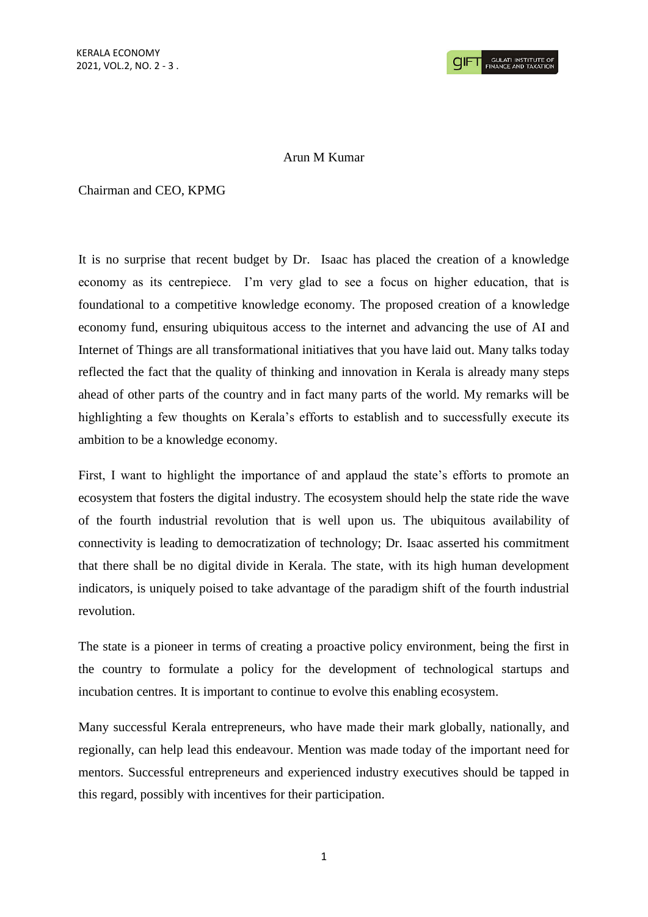Arun M Kumar

Chairman and CEO, KPMG

It is no surprise that recent budget by Dr. Isaac has placed the creation of a knowledge economy as its centrepiece. I'm very glad to see a focus on higher education, that is foundational to a competitive knowledge economy. The proposed creation of a knowledge economy fund, ensuring ubiquitous access to the internet and advancing the use of AI and Internet of Things are all transformational initiatives that you have laid out. Many talks today reflected the fact that the quality of thinking and innovation in Kerala is already many steps ahead of other parts of the country and in fact many parts of the world. My remarks will be highlighting a few thoughts on Kerala's efforts to establish and to successfully execute its ambition to be a knowledge economy.

First, I want to highlight the importance of and applaud the state's efforts to promote an ecosystem that fosters the digital industry. The ecosystem should help the state ride the wave of the fourth industrial revolution that is well upon us. The ubiquitous availability of connectivity is leading to democratization of technology; Dr. Isaac asserted his commitment that there shall be no digital divide in Kerala. The state, with its high human development indicators, is uniquely poised to take advantage of the paradigm shift of the fourth industrial revolution.

The state is a pioneer in terms of creating a proactive policy environment, being the first in the country to formulate a policy for the development of technological startups and incubation centres. It is important to continue to evolve this enabling ecosystem.

Many successful Kerala entrepreneurs, who have made their mark globally, nationally, and regionally, can help lead this endeavour. Mention was made today of the important need for mentors. Successful entrepreneurs and experienced industry executives should be tapped in this regard, possibly with incentives for their participation.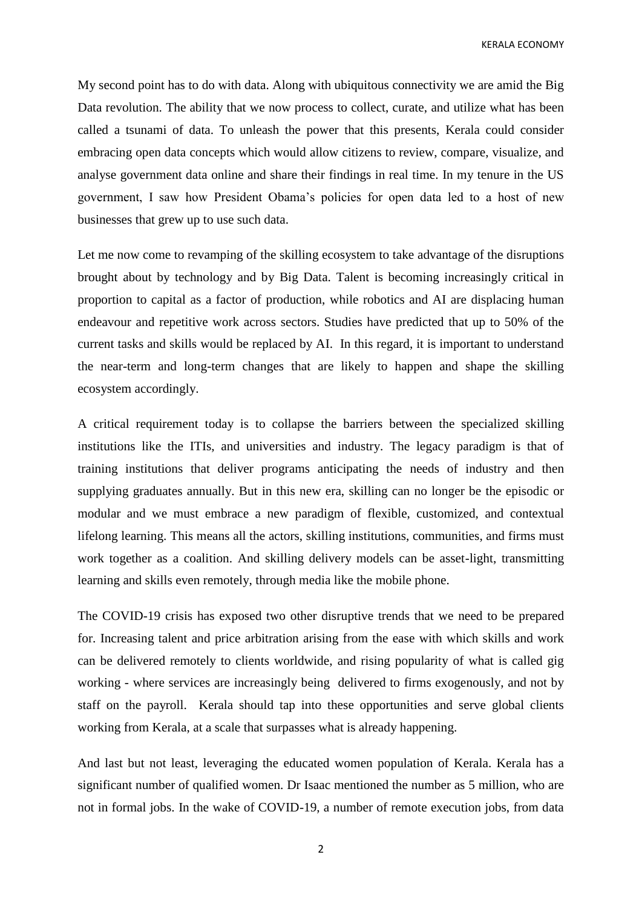My second point has to do with data. Along with ubiquitous connectivity we are amid the Big Data revolution. The ability that we now process to collect, curate, and utilize what has been called a tsunami of data. To unleash the power that this presents, Kerala could consider embracing open data concepts which would allow citizens to review, compare, visualize, and analyse government data online and share their findings in real time. In my tenure in the US government, I saw how President Obama's policies for open data led to a host of new businesses that grew up to use such data.

Let me now come to revamping of the skilling ecosystem to take advantage of the disruptions brought about by technology and by Big Data. Talent is becoming increasingly critical in proportion to capital as a factor of production, while robotics and AI are displacing human endeavour and repetitive work across sectors. Studies have predicted that up to 50% of the current tasks and skills would be replaced by AI. In this regard, it is important to understand the near-term and long-term changes that are likely to happen and shape the skilling ecosystem accordingly.

A critical requirement today is to collapse the barriers between the specialized skilling institutions like the ITIs, and universities and industry. The legacy paradigm is that of training institutions that deliver programs anticipating the needs of industry and then supplying graduates annually. But in this new era, skilling can no longer be the episodic or modular and we must embrace a new paradigm of flexible, customized, and contextual lifelong learning. This means all the actors, skilling institutions, communities, and firms must work together as a coalition. And skilling delivery models can be asset-light, transmitting learning and skills even remotely, through media like the mobile phone.

The COVID-19 crisis has exposed two other disruptive trends that we need to be prepared for. Increasing talent and price arbitration arising from the ease with which skills and work can be delivered remotely to clients worldwide, and rising popularity of what is called gig working - where services are increasingly being delivered to firms exogenously, and not by staff on the payroll. Kerala should tap into these opportunities and serve global clients working from Kerala, at a scale that surpasses what is already happening.

And last but not least, leveraging the educated women population of Kerala. Kerala has a significant number of qualified women. Dr Isaac mentioned the number as 5 million, who are not in formal jobs. In the wake of COVID-19, a number of remote execution jobs, from data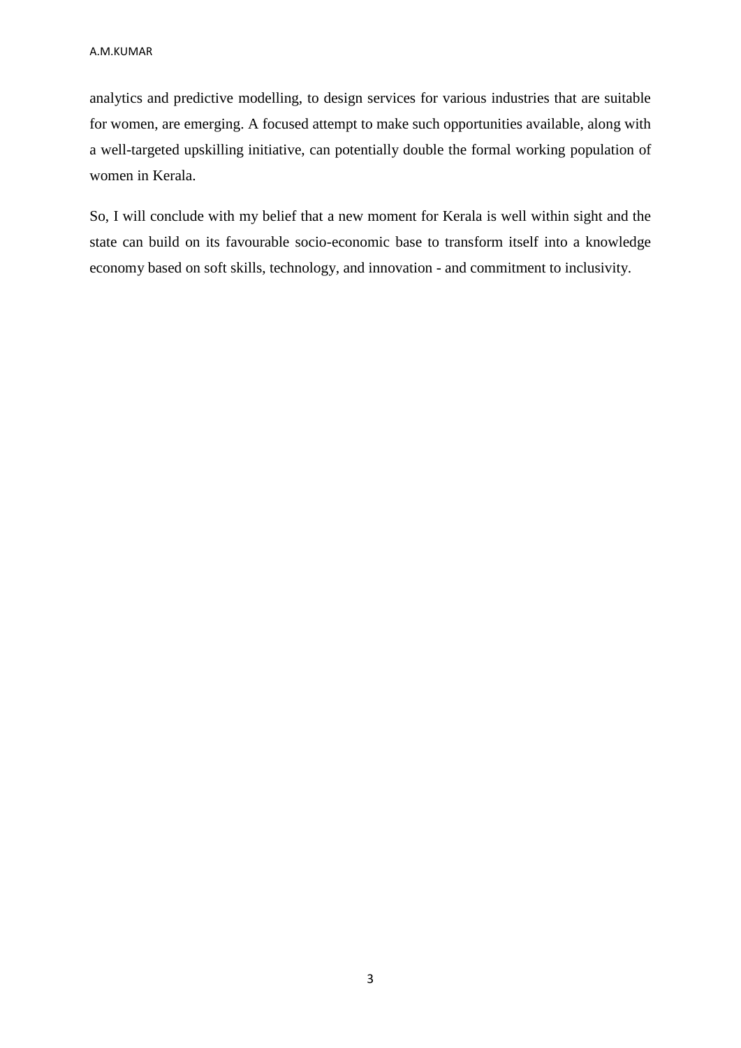analytics and predictive modelling, to design services for various industries that are suitable for women, are emerging. A focused attempt to make such opportunities available, along with a well-targeted upskilling initiative, can potentially double the formal working population of women in Kerala.

So, I will conclude with my belief that a new moment for Kerala is well within sight and the state can build on its favourable socio-economic base to transform itself into a knowledge economy based on soft skills, technology, and innovation - and commitment to inclusivity.